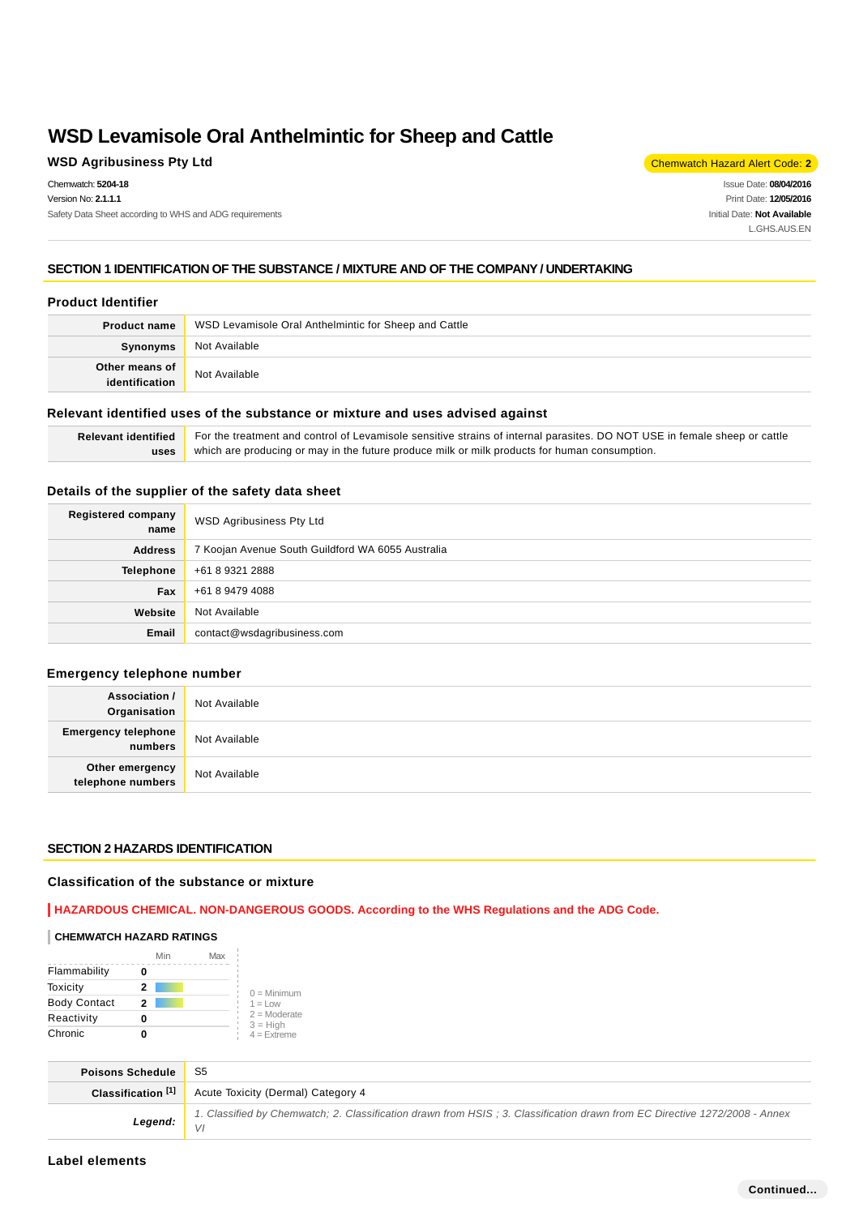# WSD Levamisole Oral Anthelmintic for Sheep and Cattle

**WSD Agribusiness Pty Ltd**

Chemwatch Hazard Alert Code: **2**

Chemwatch: **5204-18**
Version No: **2.1.1.1**
Safety Data Sheet according to WHS and ADG requirements

Issue Date: **08/04/2016**
Print Date: **12/05/2016**
Initial Date: **Not Available**
L.GHS.AUS.EN

## SECTION 1 IDENTIFICATION OF THE SUBSTANCE / MIXTURE AND OF THE COMPANY / UNDERTAKING

### Product Identifier

| | |
|---|---|
| **Product name** | WSD Levamisole Oral Anthelmintic for Sheep and Cattle |
| **Synonyms** | Not Available |
| **Other means of identification** | Not Available |

### Relevant identified uses of the substance or mixture and uses advised against

| | |
|---|---|
| **Relevant identified uses** | For the treatment and control of Levamisole sensitive strains of internal parasites. DO NOT USE in female sheep or cattle which are producing or may in the future produce milk or milk products for human consumption. |

### Details of the supplier of the safety data sheet

| | |
|---|---|
| **Registered company name** | WSD Agribusiness Pty Ltd |
| **Address** | 7 Koojan Avenue South Guildford WA 6055 Australia |
| **Telephone** | +61 8 9321 2888 |
| **Fax** | +61 8 9479 4088 |
| **Website** | Not Available |
| **Email** | contact@wsdagribusiness.com |

### Emergency telephone number

| | |
|---|---|
| **Association / Organisation** | Not Available |
| **Emergency telephone numbers** | Not Available |
| **Other emergency telephone numbers** | Not Available |

## SECTION 2 HAZARDS IDENTIFICATION

### Classification of the substance or mixture

**HAZARDOUS CHEMICAL. NON-DANGEROUS GOODS. According to the WHS Regulations and the ADG Code.**

**CHEMWATCH HAZARD RATINGS**

| | | Min | Max |
|---|---|---|---|
| Flammability | 0 | | |
| Toxicity | 2 | | |
| Body Contact | 2 | | |
| Reactivity | 0 | | |
| Chronic | 0 | | |

0 = Minimum
1 = Low
2 = Moderate
3 = High
4 = Extreme

| | |
|---|---|
| **Poisons Schedule** | S5 |
| **Classification [1]** | Acute Toxicity (Dermal) Category 4 |
| ***Legend:*** | *1. Classified by Chemwatch; 2. Classification drawn from HSIS ; 3. Classification drawn from EC Directive 1272/2008 - Annex VI* |

### Label elements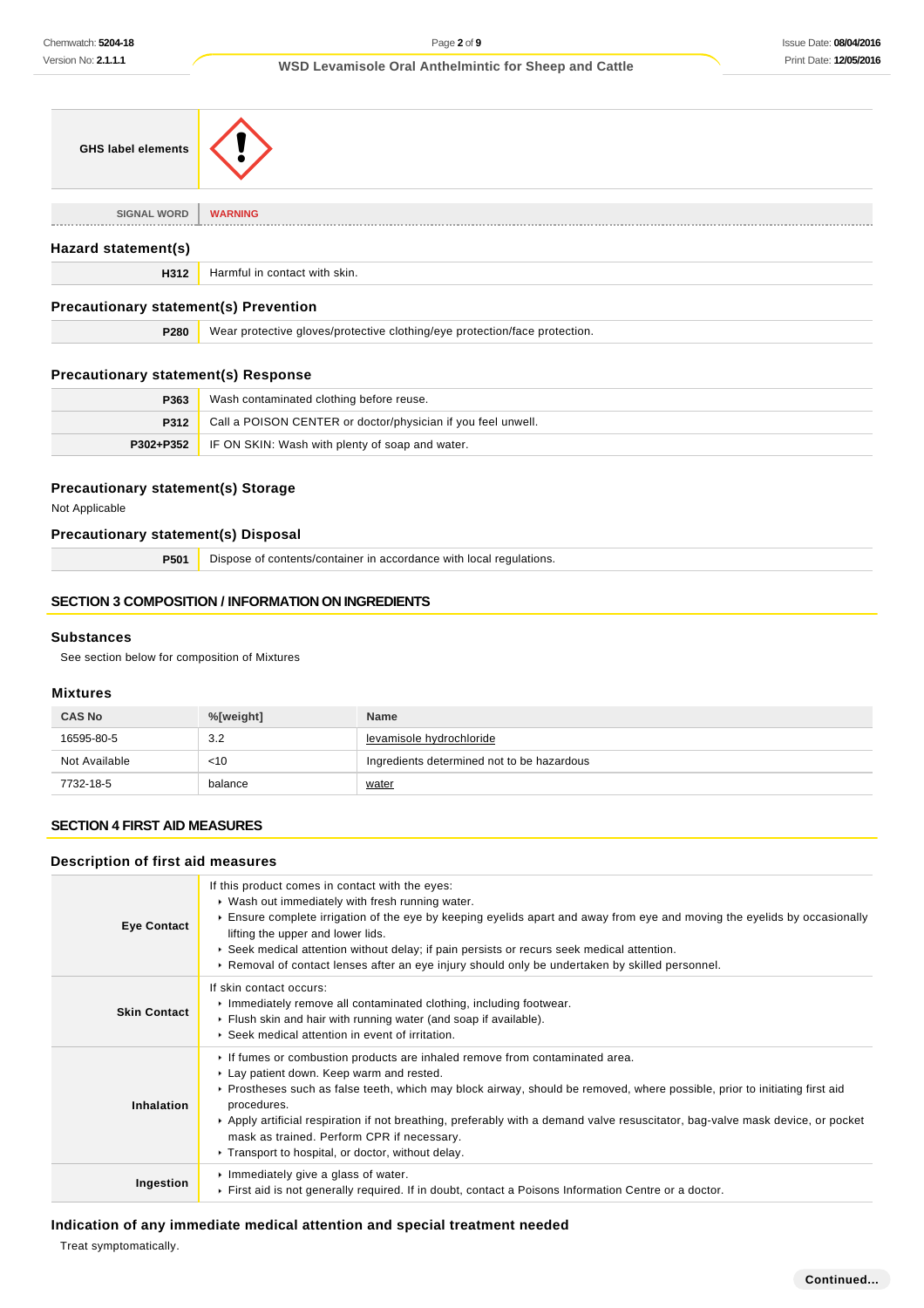| GHS label elements | |
|---|---|
| SIGNAL WORD | WARNING |

### Hazard statement(s)

| | |
|---|---|
| H312 | Harmful in contact with skin. |

### Precautionary statement(s) Prevention

| | |
|---|---|
| P280 | Wear protective gloves/protective clothing/eye protection/face protection. |

### Precautionary statement(s) Response

| | |
|---|---|
| P363 | Wash contaminated clothing before reuse. |
| P312 | Call a POISON CENTER or doctor/physician if you feel unwell. |
| P302+P352 | IF ON SKIN: Wash with plenty of soap and water. |

### Precautionary statement(s) Storage

Not Applicable

### Precautionary statement(s) Disposal

| | |
|---|---|
| P501 | Dispose of contents/container in accordance with local regulations. |

## SECTION 3 COMPOSITION / INFORMATION ON INGREDIENTS

### Substances

See section below for composition of Mixtures

### Mixtures

| CAS No | %[weight] | Name |
|---|---|---|
| 16595-80-5 | 3.2 | levamisole hydrochloride |
| Not Available | <10 | Ingredients determined not to be hazardous |
| 7732-18-5 | balance | water |

## SECTION 4 FIRST AID MEASURES

### Description of first aid measures

| | |
|---|---|
| Eye Contact | If this product comes in contact with the eyes:<br>▸ Wash out immediately with fresh running water.<br>▸ Ensure complete irrigation of the eye by keeping eyelids apart and away from eye and moving the eyelids by occasionally lifting the upper and lower lids.<br>▸ Seek medical attention without delay; if pain persists or recurs seek medical attention.<br>▸ Removal of contact lenses after an eye injury should only be undertaken by skilled personnel. |
| Skin Contact | If skin contact occurs:<br>▸ Immediately remove all contaminated clothing, including footwear.<br>▸ Flush skin and hair with running water (and soap if available).<br>▸ Seek medical attention in event of irritation. |
| Inhalation | ▸ If fumes or combustion products are inhaled remove from contaminated area.<br>▸ Lay patient down. Keep warm and rested.<br>▸ Prostheses such as false teeth, which may block airway, should be removed, where possible, prior to initiating first aid procedures.<br>▸ Apply artificial respiration if not breathing, preferably with a demand valve resuscitator, bag-valve mask device, or pocket mask as trained. Perform CPR if necessary.<br>▸ Transport to hospital, or doctor, without delay. |
| Ingestion | ▸ Immediately give a glass of water.<br>▸ First aid is not generally required. If in doubt, contact a Poisons Information Centre or a doctor. |

### Indication of any immediate medical attention and special treatment needed

Treat symptomatically.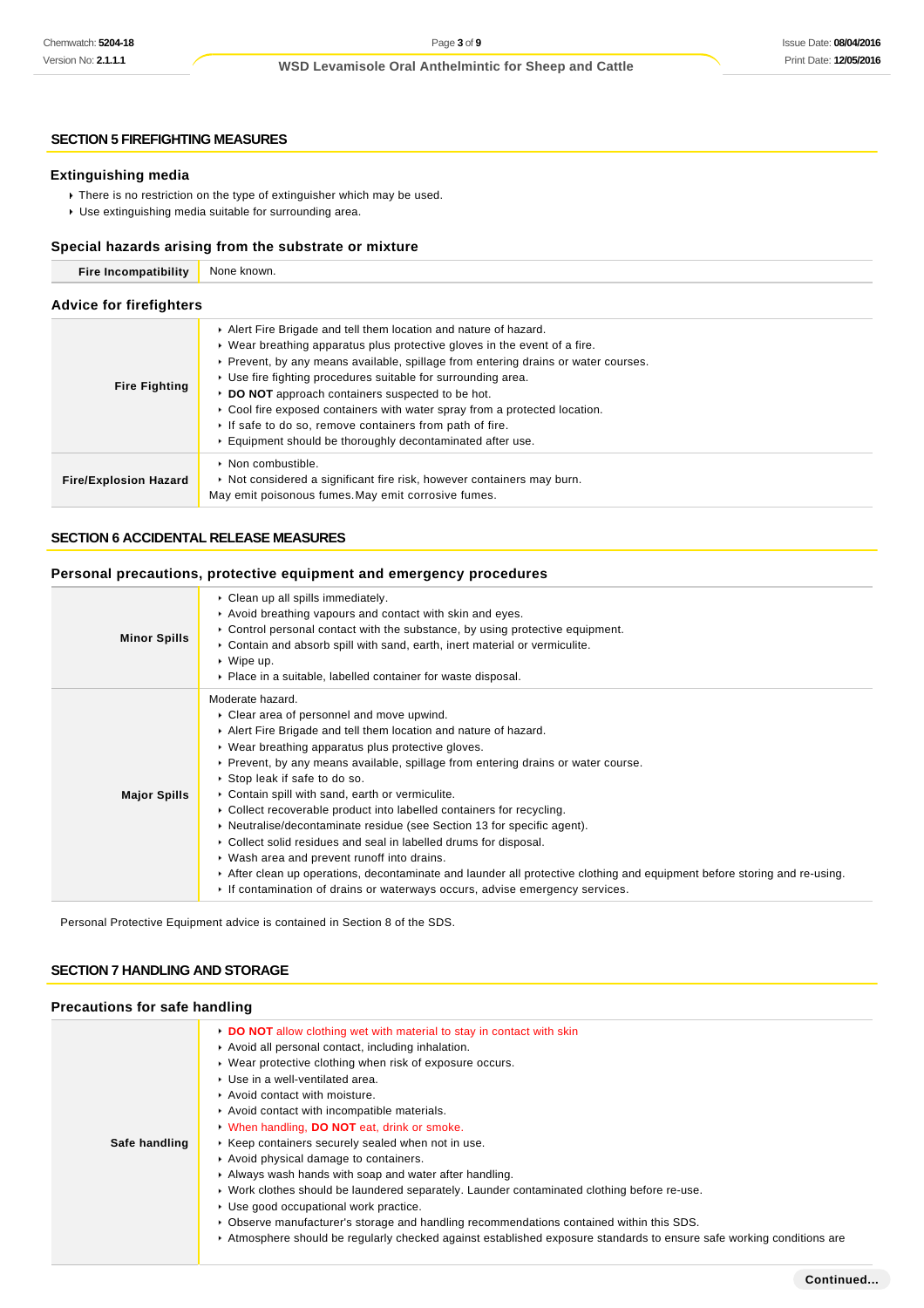## SECTION 5 FIREFIGHTING MEASURES

### Extinguishing media

- There is no restriction on the type of extinguisher which may be used.
- Use extinguishing media suitable for surrounding area.

### Special hazards arising from the substrate or mixture

| Fire Incompatibility | None known. |
|---|---|

### Advice for firefighters

| | |
|---|---|
| **Fire Fighting** | ▸ Alert Fire Brigade and tell them location and nature of hazard.<br>▸ Wear breathing apparatus plus protective gloves in the event of a fire.<br>▸ Prevent, by any means available, spillage from entering drains or water courses.<br>▸ Use fire fighting procedures suitable for surrounding area.<br>▸ **DO NOT** approach containers suspected to be hot.<br>▸ Cool fire exposed containers with water spray from a protected location.<br>▸ If safe to do so, remove containers from path of fire.<br>▸ Equipment should be thoroughly decontaminated after use. |
| **Fire/Explosion Hazard** | ▸ Non combustible.<br>▸ Not considered a significant fire risk, however containers may burn.<br>May emit poisonous fumes.May emit corrosive fumes. |

## SECTION 6 ACCIDENTAL RELEASE MEASURES

### Personal precautions, protective equipment and emergency procedures

| | |
|---|---|
| **Minor Spills** | ▸ Clean up all spills immediately.<br>▸ Avoid breathing vapours and contact with skin and eyes.<br>▸ Control personal contact with the substance, by using protective equipment.<br>▸ Contain and absorb spill with sand, earth, inert material or vermiculite.<br>▸ Wipe up.<br>▸ Place in a suitable, labelled container for waste disposal. |
| **Major Spills** | Moderate hazard.<br>▸ Clear area of personnel and move upwind.<br>▸ Alert Fire Brigade and tell them location and nature of hazard.<br>▸ Wear breathing apparatus plus protective gloves.<br>▸ Prevent, by any means available, spillage from entering drains or water course.<br>▸ Stop leak if safe to do so.<br>▸ Contain spill with sand, earth or vermiculite.<br>▸ Collect recoverable product into labelled containers for recycling.<br>▸ Neutralise/decontaminate residue (see Section 13 for specific agent).<br>▸ Collect solid residues and seal in labelled drums for disposal.<br>▸ Wash area and prevent runoff into drains.<br>▸ After clean up operations, decontaminate and launder all protective clothing and equipment before storing and re-using.<br>▸ If contamination of drains or waterways occurs, advise emergency services. |

Personal Protective Equipment advice is contained in Section 8 of the SDS.

## SECTION 7 HANDLING AND STORAGE

### Precautions for safe handling

| | |
|---|---|
| **Safe handling** | ▸ **DO NOT** allow clothing wet with material to stay in contact with skin<br>▸ Avoid all personal contact, including inhalation.<br>▸ Wear protective clothing when risk of exposure occurs.<br>▸ Use in a well-ventilated area.<br>▸ Avoid contact with moisture.<br>▸ Avoid contact with incompatible materials.<br>▸ When handling, **DO NOT** eat, drink or smoke.<br>▸ Keep containers securely sealed when not in use.<br>▸ Avoid physical damage to containers.<br>▸ Always wash hands with soap and water after handling.<br>▸ Work clothes should be laundered separately. Launder contaminated clothing before re-use.<br>▸ Use good occupational work practice.<br>▸ Observe manufacturer's storage and handling recommendations contained within this SDS.<br>▸ Atmosphere should be regularly checked against established exposure standards to ensure safe working conditions are |

Continued...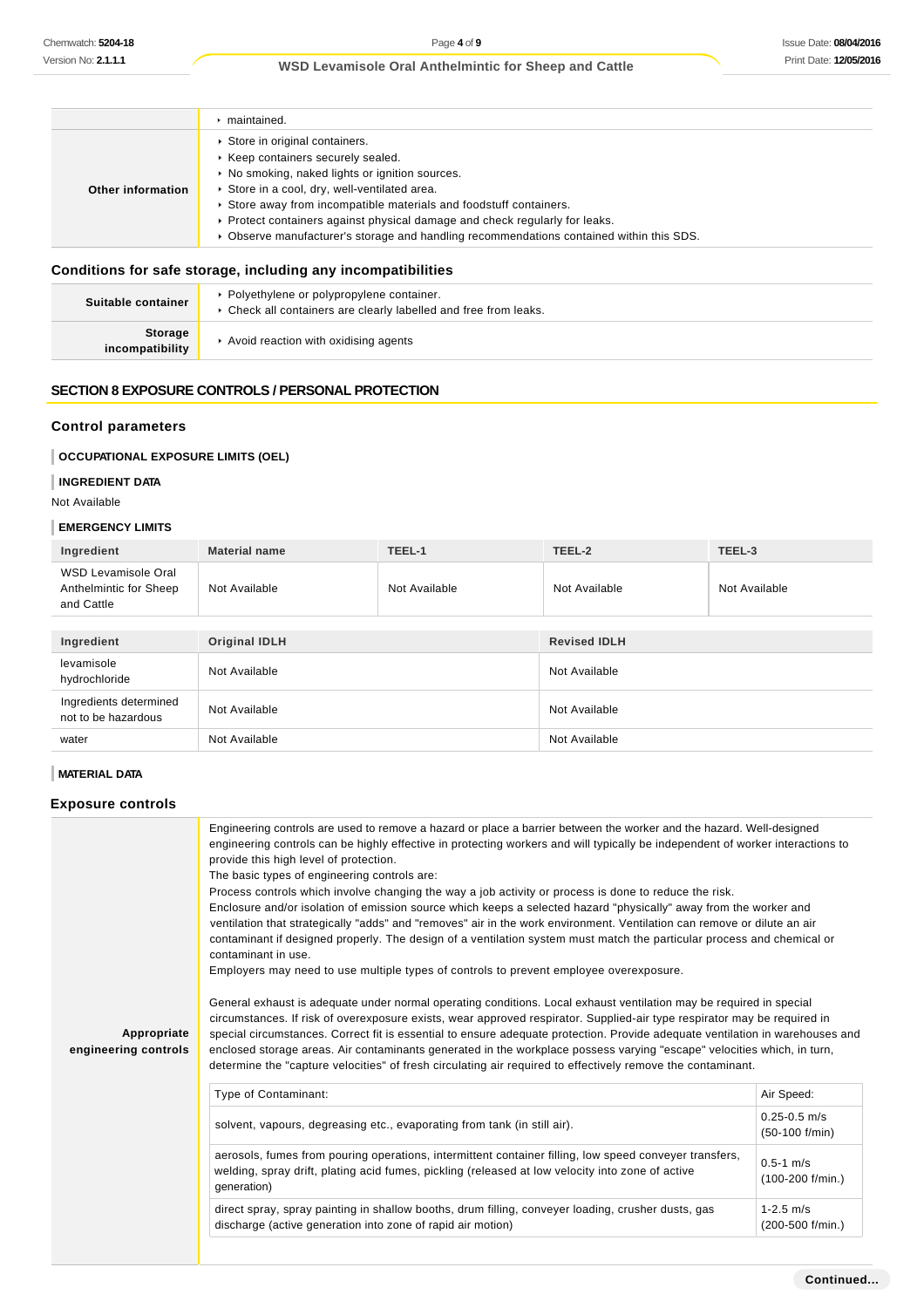|  |  |
|---|---|
|  | ‣ maintained. |
| **Other information** | ‣ Store in original containers.<br>‣ Keep containers securely sealed.<br>‣ No smoking, naked lights or ignition sources.<br>‣ Store in a cool, dry, well-ventilated area.<br>‣ Store away from incompatible materials and foodstuff containers.<br>‣ Protect containers against physical damage and check regularly for leaks.<br>‣ Observe manufacturer's storage and handling recommendations contained within this SDS. |

### Conditions for safe storage, including any incompatibilities

|  |  |
|---|---|
| **Suitable container** | ‣ Polyethylene or polypropylene container.<br>‣ Check all containers are clearly labelled and free from leaks. |
| **Storage incompatibility** | ‣ Avoid reaction with oxidising agents |

## SECTION 8 EXPOSURE CONTROLS / PERSONAL PROTECTION

### Control parameters

**OCCUPATIONAL EXPOSURE LIMITS (OEL)**

**INGREDIENT DATA**

Not Available

**EMERGENCY LIMITS**

| Ingredient | Material name | TEEL-1 | TEEL-2 | TEEL-3 |
|---|---|---|---|---|
| WSD Levamisole Oral Anthelmintic for Sheep and Cattle | Not Available | Not Available | Not Available | Not Available |

| Ingredient | Original IDLH | Revised IDLH |
|---|---|---|
| levamisole hydrochloride | Not Available | Not Available |
| Ingredients determined not to be hazardous | Not Available | Not Available |
| water | Not Available | Not Available |

**MATERIAL DATA**

### Exposure controls

**Appropriate engineering controls**

Engineering controls are used to remove a hazard or place a barrier between the worker and the hazard. Well-designed engineering controls can be highly effective in protecting workers and will typically be independent of worker interactions to provide this high level of protection.
The basic types of engineering controls are:
Process controls which involve changing the way a job activity or process is done to reduce the risk.
Enclosure and/or isolation of emission source which keeps a selected hazard "physically" away from the worker and ventilation that strategically "adds" and "removes" air in the work environment. Ventilation can remove or dilute an air contaminant if designed properly. The design of a ventilation system must match the particular process and chemical or contaminant in use.
Employers may need to use multiple types of controls to prevent employee overexposure.

General exhaust is adequate under normal operating conditions. Local exhaust ventilation may be required in special circumstances. If risk of overexposure exists, wear approved respirator. Supplied-air type respirator may be required in special circumstances. Correct fit is essential to ensure adequate protection. Provide adequate ventilation in warehouses and enclosed storage areas. Air contaminants generated in the workplace possess varying "escape" velocities which, in turn, determine the "capture velocities" of fresh circulating air required to effectively remove the contaminant.

| Type of Contaminant: | Air Speed: |
|---|---|
| solvent, vapours, degreasing etc., evaporating from tank (in still air). | 0.25-0.5 m/s (50-100 f/min) |
| aerosols, fumes from pouring operations, intermittent container filling, low speed conveyer transfers, welding, spray drift, plating acid fumes, pickling (released at low velocity into zone of active generation) | 0.5-1 m/s (100-200 f/min.) |
| direct spray, spray painting in shallow booths, drum filling, conveyer loading, crusher dusts, gas discharge (active generation into zone of rapid air motion) | 1-2.5 m/s (200-500 f/min.) |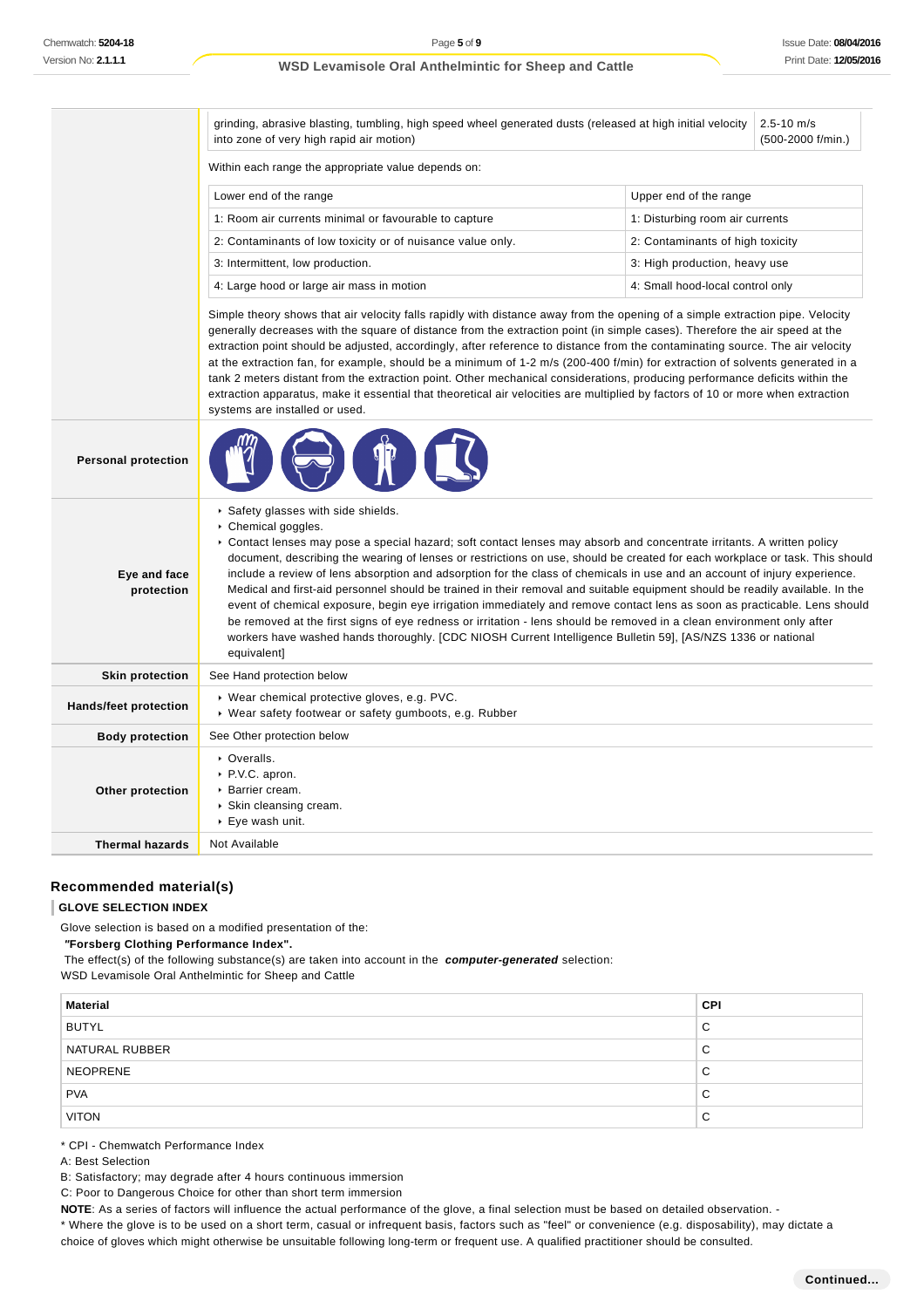| | | |
|---|---|---|
| | grinding, abrasive blasting, tumbling, high speed wheel generated dusts (released at high initial velocity into zone of very high rapid air motion) | 2.5-10 m/s (500-2000 f/min.) |

Within each range the appropriate value depends on:

| Lower end of the range | Upper end of the range |
|---|---|
| 1: Room air currents minimal or favourable to capture | 1: Disturbing room air currents |
| 2: Contaminants of low toxicity or of nuisance value only. | 2: Contaminants of high toxicity |
| 3: Intermittent, low production. | 3: High production, heavy use |
| 4: Large hood or large air mass in motion | 4: Small hood-local control only |

Simple theory shows that air velocity falls rapidly with distance away from the opening of a simple extraction pipe. Velocity generally decreases with the square of distance from the extraction point (in simple cases). Therefore the air speed at the extraction point should be adjusted, accordingly, after reference to distance from the contaminating source. The air velocity at the extraction fan, for example, should be a minimum of 1-2 m/s (200-400 f/min) for extraction of solvents generated in a tank 2 meters distant from the extraction point. Other mechanical considerations, producing performance deficits within the extraction apparatus, make it essential that theoretical air velocities are multiplied by factors of 10 or more when extraction systems are installed or used.

| | |
|---|---|
| **Personal protection** | |
| **Eye and face protection** | ‣ Safety glasses with side shields.<br>‣ Chemical goggles.<br>‣ Contact lenses may pose a special hazard; soft contact lenses may absorb and concentrate irritants. A written policy document, describing the wearing of lenses or restrictions on use, should be created for each workplace or task. This should include a review of lens absorption and adsorption for the class of chemicals in use and an account of injury experience. Medical and first-aid personnel should be trained in their removal and suitable equipment should be readily available. In the event of chemical exposure, begin eye irrigation immediately and remove contact lens as soon as practicable. Lens should be removed at the first signs of eye redness or irritation - lens should be removed in a clean environment only after workers have washed hands thoroughly. [CDC NIOSH Current Intelligence Bulletin 59], [AS/NZS 1336 or national equivalent] |
| **Skin protection** | See Hand protection below |
| **Hands/feet protection** | ‣ Wear chemical protective gloves, e.g. PVC.<br>‣ Wear safety footwear or safety gumboots, e.g. Rubber |
| **Body protection** | See Other protection below |
| **Other protection** | ‣ Overalls.<br>‣ P.V.C. apron.<br>‣ Barrier cream.<br>‣ Skin cleansing cream.<br>‣ Eye wash unit. |
| **Thermal hazards** | Not Available |

## Recommended material(s)

**GLOVE SELECTION INDEX**

Glove selection is based on a modified presentation of the:

**"Forsberg Clothing Performance Index".**

The effect(s) of the following substance(s) are taken into account in the ***computer-generated*** selection:

WSD Levamisole Oral Anthelmintic for Sheep and Cattle

| Material | CPI |
|---|---|
| BUTYL | C |
| NATURAL RUBBER | C |
| NEOPRENE | C |
| PVA | C |
| VITON | C |

* CPI - Chemwatch Performance Index

A: Best Selection

B: Satisfactory; may degrade after 4 hours continuous immersion

C: Poor to Dangerous Choice for other than short term immersion

**NOTE**: As a series of factors will influence the actual performance of the glove, a final selection must be based on detailed observation. -

* Where the glove is to be used on a short term, casual or infrequent basis, factors such as "feel" or convenience (e.g. disposability), may dictate a choice of gloves which might otherwise be unsuitable following long-term or frequent use. A qualified practitioner should be consulted.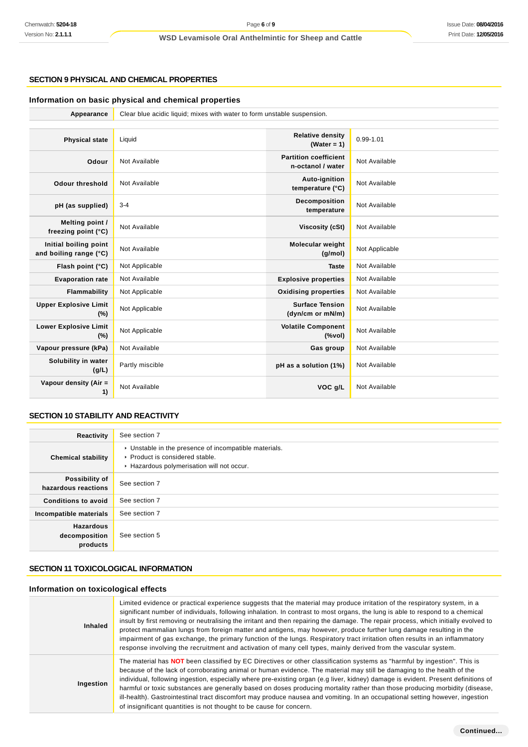## SECTION 9 PHYSICAL AND CHEMICAL PROPERTIES

### Information on basic physical and chemical properties

| | |
|---|---|
| **Appearance** | Clear blue acidic liquid; mixes with water to form unstable suspension. |

| | | | |
|---|---|---|---|
| **Physical state** | Liquid | **Relative density (Water = 1)** | 0.99-1.01 |
| **Odour** | Not Available | **Partition coefficient n-octanol / water** | Not Available |
| **Odour threshold** | Not Available | **Auto-ignition temperature (°C)** | Not Available |
| **pH (as supplied)** | 3-4 | **Decomposition temperature** | Not Available |
| **Melting point / freezing point (°C)** | Not Available | **Viscosity (cSt)** | Not Available |
| **Initial boiling point and boiling range (°C)** | Not Available | **Molecular weight (g/mol)** | Not Applicable |
| **Flash point (°C)** | Not Applicable | **Taste** | Not Available |
| **Evaporation rate** | Not Available | **Explosive properties** | Not Available |
| **Flammability** | Not Applicable | **Oxidising properties** | Not Available |
| **Upper Explosive Limit (%)** | Not Applicable | **Surface Tension (dyn/cm or mN/m)** | Not Available |
| **Lower Explosive Limit (%)** | Not Applicable | **Volatile Component (%vol)** | Not Available |
| **Vapour pressure (kPa)** | Not Available | **Gas group** | Not Available |
| **Solubility in water (g/L)** | Partly miscible | **pH as a solution (1%)** | Not Available |
| **Vapour density (Air = 1)** | Not Available | **VOC g/L** | Not Available |

## SECTION 10 STABILITY AND REACTIVITY

| | |
|---|---|
| **Reactivity** | See section 7 |
| **Chemical stability** | ▸ Unstable in the presence of incompatible materials.<br>▸ Product is considered stable.<br>▸ Hazardous polymerisation will not occur. |
| **Possibility of hazardous reactions** | See section 7 |
| **Conditions to avoid** | See section 7 |
| **Incompatible materials** | See section 7 |
| **Hazardous decomposition products** | See section 5 |

## SECTION 11 TOXICOLOGICAL INFORMATION

### Information on toxicological effects

| | |
|---|---|
| **Inhaled** | Limited evidence or practical experience suggests that the material may produce irritation of the respiratory system, in a significant number of individuals, following inhalation. In contrast to most organs, the lung is able to respond to a chemical insult by first removing or neutralising the irritant and then repairing the damage. The repair process, which initially evolved to protect mammalian lungs from foreign matter and antigens, may however, produce further lung damage resulting in the impairment of gas exchange, the primary function of the lungs. Respiratory tract irritation often results in an inflammatory response involving the recruitment and activation of many cell types, mainly derived from the vascular system. |
| **Ingestion** | The material has **NOT** been classified by EC Directives or other classification systems as "harmful by ingestion". This is because of the lack of corroborating animal or human evidence. The material may still be damaging to the health of the individual, following ingestion, especially where pre-existing organ (e.g liver, kidney) damage is evident. Present definitions of harmful or toxic substances are generally based on doses producing mortality rather than those producing morbidity (disease, ill-health). Gastrointestinal tract discomfort may produce nausea and vomiting. In an occupational setting however, ingestion of insignificant quantities is not thought to be cause for concern. |

Continued...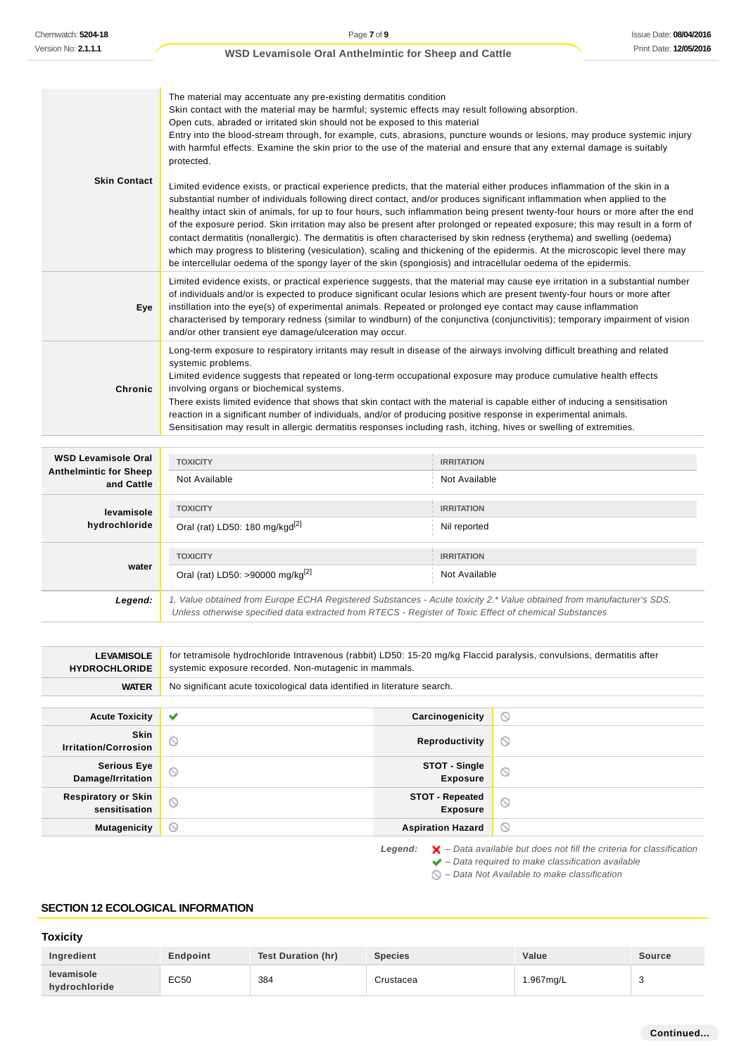| | |
|---|---|
| **Skin Contact** | The material may accentuate any pre-existing dermatitis condition<br>Skin contact with the material may be harmful; systemic effects may result following absorption.<br>Open cuts, abraded or irritated skin should not be exposed to this material<br>Entry into the blood-stream through, for example, cuts, abrasions, puncture wounds or lesions, may produce systemic injury with harmful effects. Examine the skin prior to the use of the material and ensure that any external damage is suitably protected.<br><br>Limited evidence exists, or practical experience predicts, that the material either produces inflammation of the skin in a substantial number of individuals following direct contact, and/or produces significant inflammation when applied to the healthy intact skin of animals, for up to four hours, such inflammation being present twenty-four hours or more after the end of the exposure period. Skin irritation may also be present after prolonged or repeated exposure; this may result in a form of contact dermatitis (nonallergic). The dermatitis is often characterised by skin redness (erythema) and swelling (oedema) which may progress to blistering (vesiculation), scaling and thickening of the epidermis. At the microscopic level there may be intercellular oedema of the spongy layer of the skin (spongiosis) and intracellular oedema of the epidermis. |
| **Eye** | Limited evidence exists, or practical experience suggests, that the material may cause eye irritation in a substantial number of individuals and/or is expected to produce significant ocular lesions which are present twenty-four hours or more after instillation into the eye(s) of experimental animals. Repeated or prolonged eye contact may cause inflammation characterised by temporary redness (similar to windburn) of the conjunctiva (conjunctivitis); temporary impairment of vision and/or other transient eye damage/ulceration may occur. |
| **Chronic** | Long-term exposure to respiratory irritants may result in disease of the airways involving difficult breathing and related systemic problems.<br>Limited evidence suggests that repeated or long-term occupational exposure may produce cumulative health effects involving organs or biochemical systems.<br>There exists limited evidence that shows that skin contact with the material is capable either of inducing a sensitisation reaction in a significant number of individuals, and/or of producing positive response in experimental animals.<br>Sensitisation may result in allergic dermatitis responses including rash, itching, hives or swelling of extremities. |

| | TOXICITY | IRRITATION |
|---|---|---|
| **WSD Levamisole Oral Anthelmintic for Sheep and Cattle** | Not Available | Not Available |
| **levamisole hydrochloride** | Oral (rat) LD50: 180 mg/kgd[2] | Nil reported |
| **water** | Oral (rat) LD50: >90000 mg/kg[2] | Not Available |
| ***Legend:*** | *1. Value obtained from Europe ECHA Registered Substances - Acute toxicity 2.\* Value obtained from manufacturer's SDS. Unless otherwise specified data extracted from RTECS - Register of Toxic Effect of chemical Substances* | |

| | |
|---|---|
| **LEVAMISOLE HYDROCHLORIDE** | for tetramisole hydrochloride Intravenous (rabbit) LD50: 15-20 mg/kg Flaccid paralysis, convulsions, dermatitis after systemic exposure recorded. Non-mutagenic in mammals. |
| **WATER** | No significant acute toxicological data identified in literature search. |

| | | | |
|---|---|---|---|
| **Acute Toxicity** | ✔ | **Carcinogenicity** | ⊘ |
| **Skin Irritation/Corrosion** | ⊘ | **Reproductivity** | ⊘ |
| **Serious Eye Damage/Irritation** | ⊘ | **STOT - Single Exposure** | ⊘ |
| **Respiratory or Skin sensitisation** | ⊘ | **STOT - Repeated Exposure** | ⊘ |
| **Mutagenicity** | ⊘ | **Aspiration Hazard** | ⊘ |

***Legend:***
✘ *– Data available but does not fill the criteria for classification*
✔ *– Data required to make classification available*
⊘ *– Data Not Available to make classification*

## SECTION 12 ECOLOGICAL INFORMATION

### Toxicity

| Ingredient | Endpoint | Test Duration (hr) | Species | Value | Source |
|---|---|---|---|---|---|
| levamisole hydrochloride | EC50 | 384 | Crustacea | 1.967mg/L | 3 |

Continued...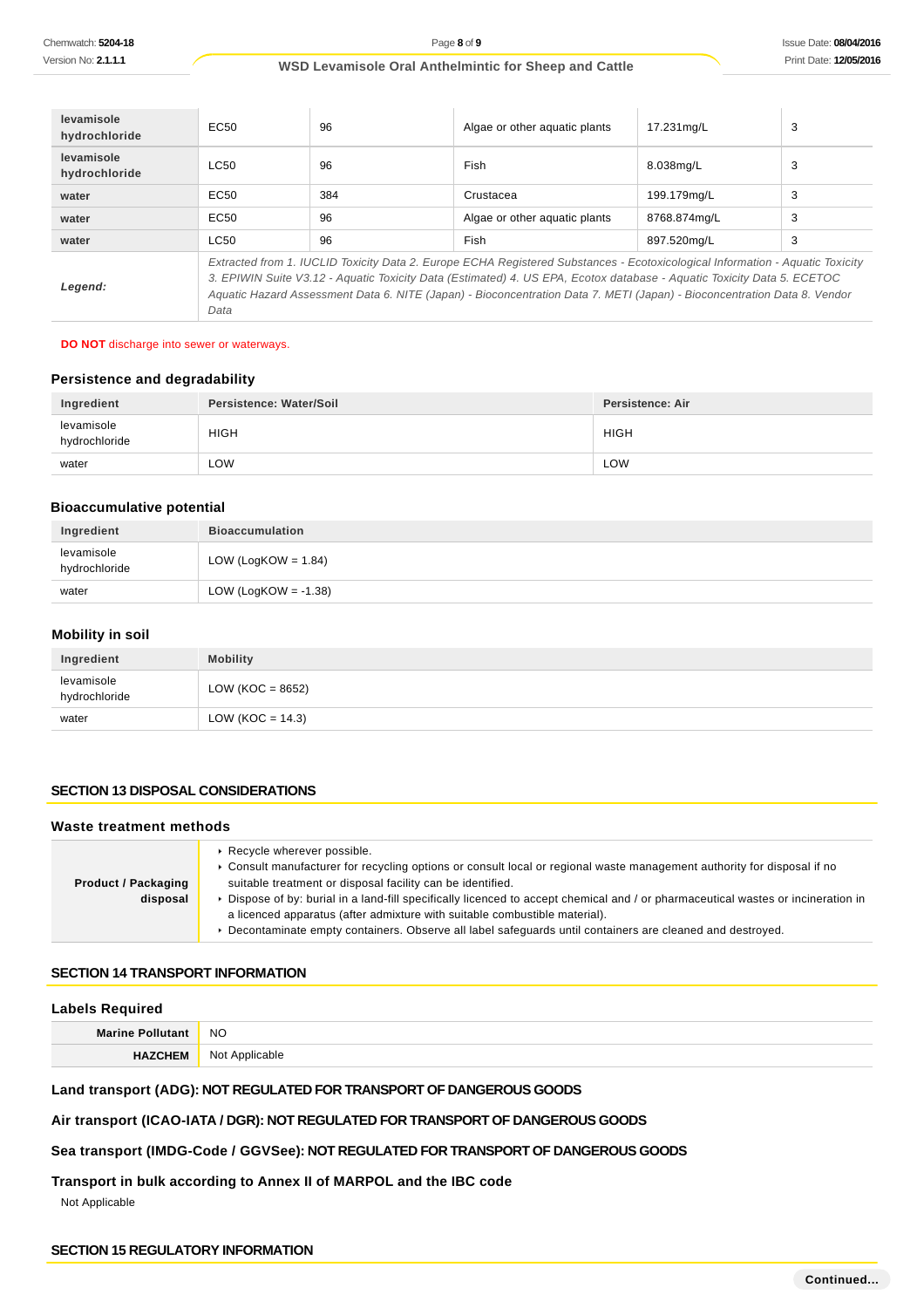| | | | | | |
|---|---|---|---|---|---|
| **levamisole hydrochloride** | EC50 | 96 | Algae or other aquatic plants | 17.231mg/L | 3 |
| **levamisole hydrochloride** | LC50 | 96 | Fish | 8.038mg/L | 3 |
| **water** | EC50 | 384 | Crustacea | 199.179mg/L | 3 |
| **water** | EC50 | 96 | Algae or other aquatic plants | 8768.874mg/L | 3 |
| **water** | LC50 | 96 | Fish | 897.520mg/L | 3 |
| ***Legend:*** | *Extracted from 1. IUCLID Toxicity Data 2. Europe ECHA Registered Substances - Ecotoxicological Information - Aquatic Toxicity 3. EPIWIN Suite V3.12 - Aquatic Toxicity Data (Estimated) 4. US EPA, Ecotox database - Aquatic Toxicity Data 5. ECETOC Aquatic Hazard Assessment Data 6. NITE (Japan) - Bioconcentration Data 7. METI (Japan) - Bioconcentration Data 8. Vendor Data* | | | | |

**DO NOT** discharge into sewer or waterways.

### Persistence and degradability

| Ingredient | Persistence: Water/Soil | Persistence: Air |
|---|---|---|
| levamisole hydrochloride | HIGH | HIGH |
| water | LOW | LOW |

### Bioaccumulative potential

| Ingredient | Bioaccumulation |
|---|---|
| levamisole hydrochloride | LOW (LogKOW = 1.84) |
| water | LOW (LogKOW = -1.38) |

### Mobility in soil

| Ingredient | Mobility |
|---|---|
| levamisole hydrochloride | LOW (KOC = 8652) |
| water | LOW (KOC = 14.3) |

## SECTION 13 DISPOSAL CONSIDERATIONS

### Waste treatment methods

| | |
|---|---|
| **Product / Packaging disposal** | ▸ Recycle wherever possible.<br>▸ Consult manufacturer for recycling options or consult local or regional waste management authority for disposal if no suitable treatment or disposal facility can be identified.<br>▸ Dispose of by: burial in a land-fill specifically licenced to accept chemical and / or pharmaceutical wastes or incineration in a licenced apparatus (after admixture with suitable combustible material).<br>▸ Decontaminate empty containers. Observe all label safeguards until containers are cleaned and destroyed. |

## SECTION 14 TRANSPORT INFORMATION

### Labels Required

| | |
|---|---|
| **Marine Pollutant** | NO |
| **HAZCHEM** | Not Applicable |

### Land transport (ADG): NOT REGULATED FOR TRANSPORT OF DANGEROUS GOODS

### Air transport (ICAO-IATA / DGR): NOT REGULATED FOR TRANSPORT OF DANGEROUS GOODS

### Sea transport (IMDG-Code / GGVSee): NOT REGULATED FOR TRANSPORT OF DANGEROUS GOODS

### Transport in bulk according to Annex II of MARPOL and the IBC code

Not Applicable

## SECTION 15 REGULATORY INFORMATION

Continued...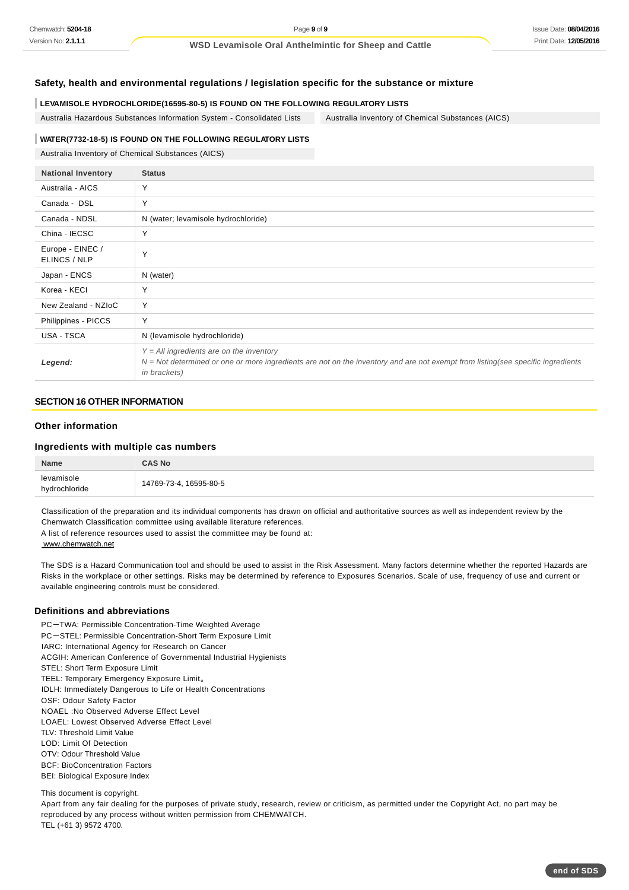## Safety, health and environmental regulations / legislation specific for the substance or mixture

**LEVAMISOLE HYDROCHLORIDE(16595-80-5) IS FOUND ON THE FOLLOWING REGULATORY LISTS**

| | |
|---|---|
| Australia Hazardous Substances Information System - Consolidated Lists | Australia Inventory of Chemical Substances (AICS) |

**WATER(7732-18-5) IS FOUND ON THE FOLLOWING REGULATORY LISTS**

Australia Inventory of Chemical Substances (AICS)

| National Inventory | Status |
|---|---|
| Australia - AICS | Y |
| Canada - DSL | Y |
| Canada - NDSL | N (water; levamisole hydrochloride) |
| China - IECSC | Y |
| Europe - EINEC / ELINCS / NLP | Y |
| Japan - ENCS | N (water) |
| Korea - KECI | Y |
| New Zealand - NZIoC | Y |
| Philippines - PICCS | Y |
| USA - TSCA | N (levamisole hydrochloride) |
| ***Legend:*** | *Y = All ingredients are on the inventory*<br>*N = Not determined or one or more ingredients are not on the inventory and are not exempt from listing(see specific ingredients in brackets)* |

## SECTION 16 OTHER INFORMATION

### Other information

### Ingredients with multiple cas numbers

| Name | CAS No |
|---|---|
| levamisole hydrochloride | 14769-73-4, 16595-80-5 |

Classification of the preparation and its individual components has drawn on official and authoritative sources as well as independent review by the Chemwatch Classification committee using available literature references.
A list of reference resources used to assist the committee may be found at:
www.chemwatch.net

The SDS is a Hazard Communication tool and should be used to assist in the Risk Assessment. Many factors determine whether the reported Hazards are Risks in the workplace or other settings. Risks may be determined by reference to Exposures Scenarios. Scale of use, frequency of use and current or available engineering controls must be considered.

### Definitions and abbreviations

PC－TWA: Permissible Concentration-Time Weighted Average
PC－STEL: Permissible Concentration-Short Term Exposure Limit
IARC: International Agency for Research on Cancer
ACGIH: American Conference of Governmental Industrial Hygienists
STEL: Short Term Exposure Limit
TEEL: Temporary Emergency Exposure Limit。
IDLH: Immediately Dangerous to Life or Health Concentrations
OSF: Odour Safety Factor
NOAEL :No Observed Adverse Effect Level
LOAEL: Lowest Observed Adverse Effect Level
TLV: Threshold Limit Value
LOD: Limit Of Detection
OTV: Odour Threshold Value
BCF: BioConcentration Factors
BEI: Biological Exposure Index

This document is copyright.
Apart from any fair dealing for the purposes of private study, research, review or criticism, as permitted under the Copyright Act, no part may be reproduced by any process without written permission from CHEMWATCH.
TEL (+61 3) 9572 4700.

**end of SDS**